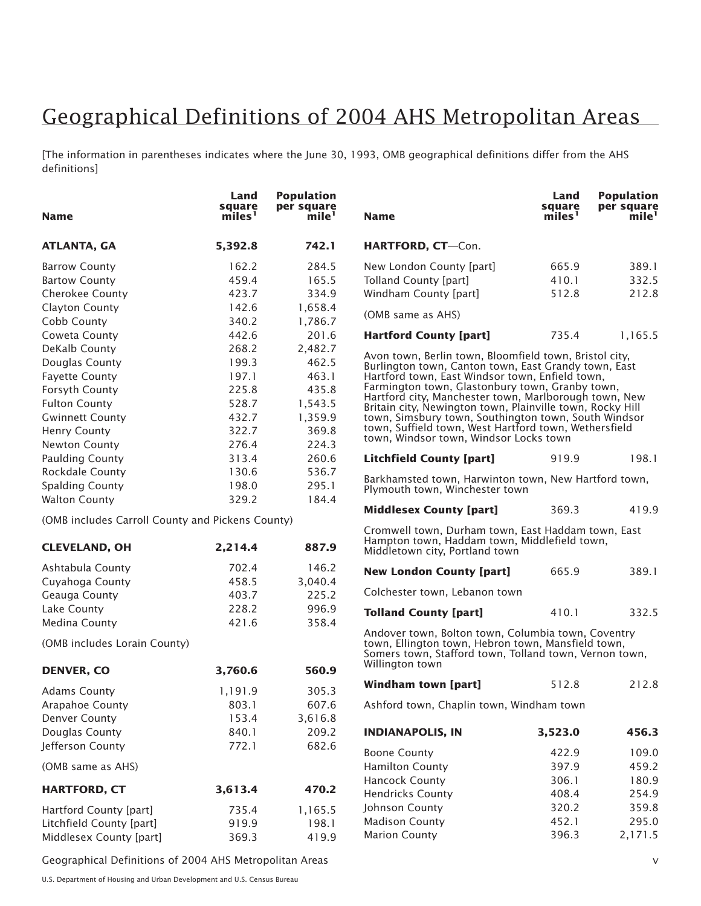# Geographical Definitions of 2004 AHS Metropolitan Areas

[The information in parentheses indicates where the June 30, 1993, OMB geographical definitions differ from the AHS definitions]

| Name | Land square miles[1] | Population per square mile[1] |
|---|---|---|
| **ATLANTA, GA** | **5,392.8** | **742.1** |
| Barrow County | 162.2 | 284.5 |
| Bartow County | 459.4 | 165.5 |
| Cherokee County | 423.7 | 334.9 |
| Clayton County | 142.6 | 1,658.4 |
| Cobb County | 340.2 | 1,786.7 |
| Coweta County | 442.6 | 201.6 |
| DeKalb County | 268.2 | 2,482.7 |
| Douglas County | 199.3 | 462.5 |
| Fayette County | 197.1 | 463.1 |
| Forsyth County | 225.8 | 435.8 |
| Fulton County | 528.7 | 1,543.5 |
| Gwinnett County | 432.7 | 1,359.9 |
| Henry County | 322.7 | 369.8 |
| Newton County | 276.4 | 224.3 |
| Paulding County | 313.4 | 260.6 |
| Rockdale County | 130.6 | 536.7 |
| Spalding County | 198.0 | 295.1 |
| Walton County | 329.2 | 184.4 |

(OMB includes Carroll County and Pickens County)

| Name | Land square miles[1] | Population per square mile[1] |
|---|---|---|
| **CLEVELAND, OH** | **2,214.4** | **887.9** |
| Ashtabula County | 702.4 | 146.2 |
| Cuyahoga County | 458.5 | 3,040.4 |
| Geauga County | 403.7 | 225.2 |
| Lake County | 228.2 | 996.9 |
| Medina County | 421.6 | 358.4 |

(OMB includes Lorain County)

| Name | Land square miles[1] | Population per square mile[1] |
|---|---|---|
| **DENVER, CO** | **3,760.6** | **560.9** |
| Adams County | 1,191.9 | 305.3 |
| Arapahoe County | 803.1 | 607.6 |
| Denver County | 153.4 | 3,616.8 |
| Douglas County | 840.1 | 209.2 |
| Jefferson County | 772.1 | 682.6 |

(OMB same as AHS)

| Name | Land square miles[1] | Population per square mile[1] |
|---|---|---|
| **HARTFORD, CT** | **3,613.4** | **470.2** |
| Hartford County [part] | 735.4 | 1,165.5 |
| Litchfield County [part] | 919.9 | 198.1 |
| Middlesex County [part] | 369.3 | 419.9 |
| New London County [part] | 665.9 | 389.1 |
| Tolland County [part] | 410.1 | 332.5 |
| Windham County [part] | 512.8 | 212.8 |

(OMB same as AHS)

| Name | Land square miles[1] | Population per square mile[1] |
|---|---|---|
| **Hartford County [part]** | 735.4 | 1,165.5 |

Avon town, Berlin town, Bloomfield town, Bristol city, Burlington town, Canton town, East Grandy town, East Hartford town, East Windsor town, Enfield town, Farmington town, Glastonbury town, Granby town, Hartford city, Manchester town, Marlborough town, New Britain city, Newington town, Plainville town, Rocky Hill town, Simsbury town, Southington town, South Windsor town, Suffield town, West Hartford town, Wethersfield town, Windsor town, Windsor Locks town

| Name | Land square miles[1] | Population per square mile[1] |
|---|---|---|
| **Litchfield County [part]** | 919.9 | 198.1 |

Barkhamsted town, Harwinton town, New Hartford town, Plymouth town, Winchester town

| Name | Land square miles[1] | Population per square mile[1] |
|---|---|---|
| **Middlesex County [part]** | 369.3 | 419.9 |

Cromwell town, Durham town, East Haddam town, East Hampton town, Haddam town, Middlefield town, Middletown city, Portland town

| Name | Land square miles[1] | Population per square mile[1] |
|---|---|---|
| **New London County [part]** | 665.9 | 389.1 |

Colchester town, Lebanon town

| Name | Land square miles[1] | Population per square mile[1] |
|---|---|---|
| **Tolland County [part]** | 410.1 | 332.5 |

Andover town, Bolton town, Columbia town, Coventry town, Ellington town, Hebron town, Mansfield town, Somers town, Stafford town, Tolland town, Vernon town, Willington town

| Name | Land square miles[1] | Population per square mile[1] |
|---|---|---|
| **Windham town [part]** | 512.8 | 212.8 |

Ashford town, Chaplin town, Windham town

| Name | Land square miles[1] | Population per square mile[1] |
|---|---|---|
| **INDIANAPOLIS, IN** | **3,523.0** | **456.3** |
| Boone County | 422.9 | 109.0 |
| Hamilton County | 397.9 | 459.2 |
| Hancock County | 306.1 | 180.9 |
| Hendricks County | 408.4 | 254.9 |
| Johnson County | 320.2 | 359.8 |
| Madison County | 452.1 | 295.0 |
| Marion County | 396.3 | 2,171.5 |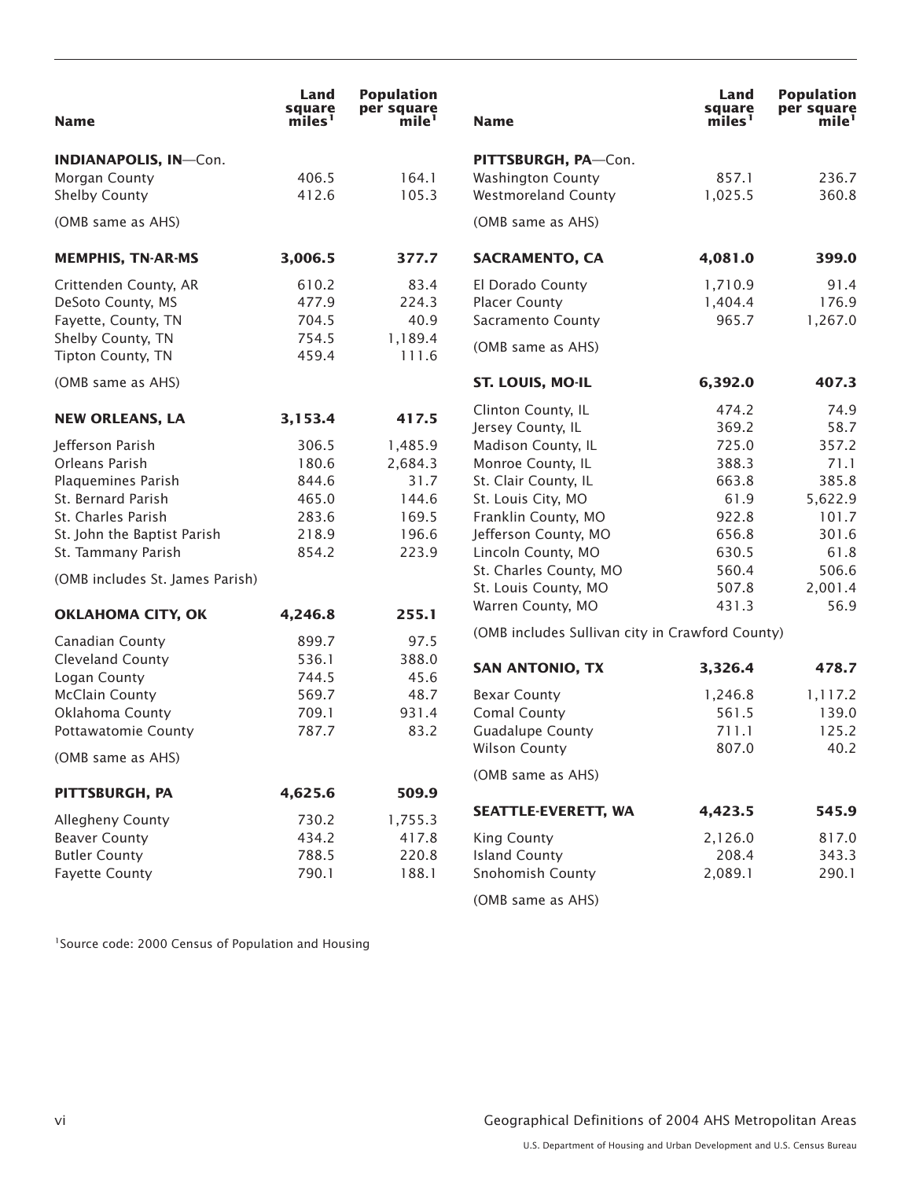| Name | Land square miles[1] | Population per square mile[1] |
|---|---|---|
| **INDIANAPOLIS, IN**—Con. | | |
| Morgan County | 406.5 | 164.1 |
| Shelby County | 412.6 | 105.3 |
| (OMB same as AHS) | | |
| **MEMPHIS, TN-AR-MS** | **3,006.5** | **377.7** |
| Crittenden County, AR | 610.2 | 83.4 |
| DeSoto County, MS | 477.9 | 224.3 |
| Fayette, County, TN | 704.5 | 40.9 |
| Shelby County, TN | 754.5 | 1,189.4 |
| Tipton County, TN | 459.4 | 111.6 |
| (OMB same as AHS) | | |
| **NEW ORLEANS, LA** | **3,153.4** | **417.5** |
| Jefferson Parish | 306.5 | 1,485.9 |
| Orleans Parish | 180.6 | 2,684.3 |
| Plaquemines Parish | 844.6 | 31.7 |
| St. Bernard Parish | 465.0 | 144.6 |
| St. Charles Parish | 283.6 | 169.5 |
| St. John the Baptist Parish | 218.9 | 196.6 |
| St. Tammany Parish | 854.2 | 223.9 |
| (OMB includes St. James Parish) | | |
| **OKLAHOMA CITY, OK** | **4,246.8** | **255.1** |
| Canadian County | 899.7 | 97.5 |
| Cleveland County | 536.1 | 388.0 |
| Logan County | 744.5 | 45.6 |
| McClain County | 569.7 | 48.7 |
| Oklahoma County | 709.1 | 931.4 |
| Pottawatomie County | 787.7 | 83.2 |
| (OMB same as AHS) | | |
| **PITTSBURGH, PA** | **4,625.6** | **509.9** |
| Allegheny County | 730.2 | 1,755.3 |
| Beaver County | 434.2 | 417.8 |
| Butler County | 788.5 | 220.8 |
| Fayette County | 790.1 | 188.1 |
| **PITTSBURGH, PA**—Con. | | |
| Washington County | 857.1 | 236.7 |
| Westmoreland County | 1,025.5 | 360.8 |
| (OMB same as AHS) | | |
| **SACRAMENTO, CA** | **4,081.0** | **399.0** |
| El Dorado County | 1,710.9 | 91.4 |
| Placer County | 1,404.4 | 176.9 |
| Sacramento County | 965.7 | 1,267.0 |
| (OMB same as AHS) | | |
| **ST. LOUIS, MO-IL** | **6,392.0** | **407.3** |
| Clinton County, IL | 474.2 | 74.9 |
| Jersey County, IL | 369.2 | 58.7 |
| Madison County, IL | 725.0 | 357.2 |
| Monroe County, IL | 388.3 | 71.1 |
| St. Clair County, IL | 663.8 | 385.8 |
| St. Louis City, MO | 61.9 | 5,622.9 |
| Franklin County, MO | 922.8 | 101.7 |
| Jefferson County, MO | 656.8 | 301.6 |
| Lincoln County, MO | 630.5 | 61.8 |
| St. Charles County, MO | 560.4 | 506.6 |
| St. Louis County, MO | 507.8 | 2,001.4 |
| Warren County, MO | 431.3 | 56.9 |
| (OMB includes Sullivan city in Crawford County) | | |
| **SAN ANTONIO, TX** | **3,326.4** | **478.7** |
| Bexar County | 1,246.8 | 1,117.2 |
| Comal County | 561.5 | 139.0 |
| Guadalupe County | 711.1 | 125.2 |
| Wilson County | 807.0 | 40.2 |
| (OMB same as AHS) | | |
| **SEATTLE-EVERETT, WA** | **4,423.5** | **545.9** |
| King County | 2,126.0 | 817.0 |
| Island County | 208.4 | 343.3 |
| Snohomish County | 2,089.1 | 290.1 |
| (OMB same as AHS) | | |

[1]Source code: 2000 Census of Population and Housing